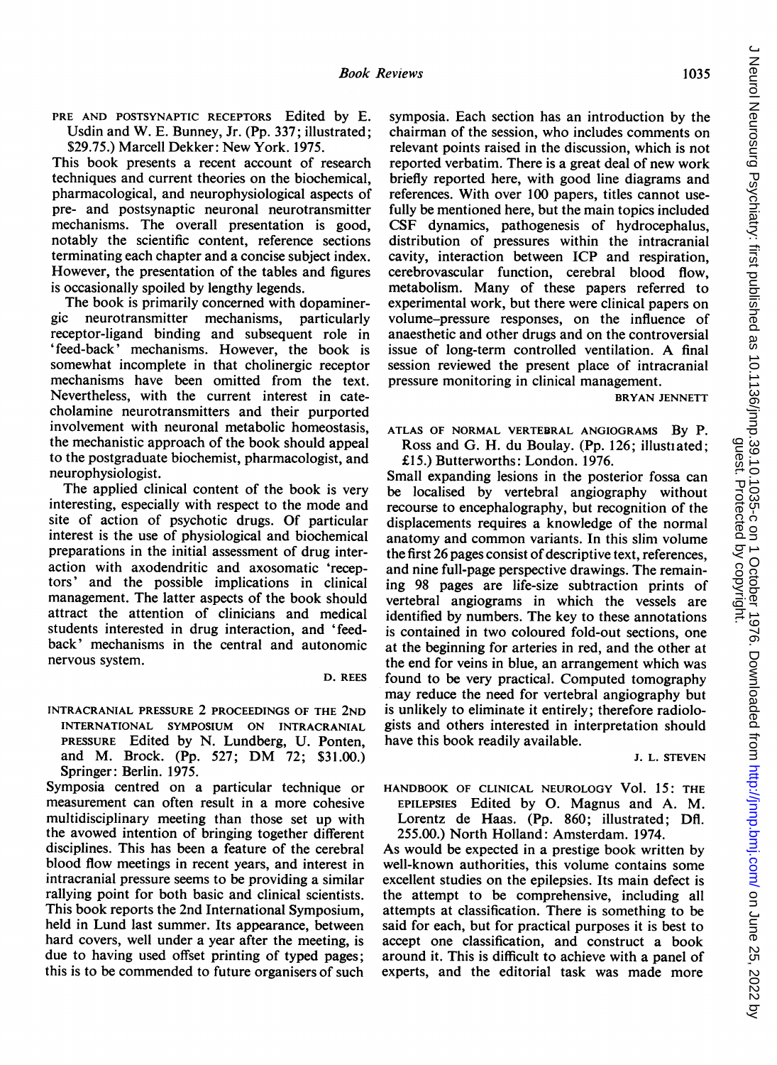**PRE AND POSTSYNAPTIC RECEPTORS** Edited by E. Usdin and W. E. Bunney, Jr. (Pp. 337; illustrated; $29.75.) Marcell Dekker: New York. 1975.

This book presents a recent account of research techniques and current theories on the biochemical, pharmacological, and neurophysiological aspects of pre- and postsynaptic neuronal neurotransmitter mechanisms. The overall presentation is good, notably the scientific content, reference sections terminating each chapter and a concise subject index. However, the presentation of the tables and figures is occasionally spoiled by lengthy legends.

The book is primarily concerned with dopaminergic neurotransmitter mechanisms, particularly receptor-ligand binding and subsequent role in 'feed-back' mechanisms. However, the book is somewhat incomplete in that cholinergic receptor mechanisms have been omitted from the text. Nevertheless, with the current interest in catecholamine neurotransmitters and their purported involvement with neuronal metabolic homeostasis, the mechanistic approach of the book should appeal to the postgraduate biochemist, pharmacologist, and neurophysiologist.

The applied clinical content of the book is very interesting, especially with respect to the mode and site of action of psychotic drugs. Of particular interest is the use of physiological and biochemical preparations in the initial assessment of drug interaction with axodendritic and axosomatic 'receptors' and the possible implications in clinical management. The latter aspects of the book should attract the attention of clinicians and medical students interested in drug interaction, and 'feedback' mechanisms in the central and autonomic nervous system.

D. REES

**INTRACRANIAL PRESSURE 2 PROCEEDINGS OF THE 2ND INTERNATIONAL SYMPOSIUM ON INTRACRANIAL PRESSURE** Edited by N. Lundberg, U. Ponten, and M. Brock. (Pp. 527; DM 72; $31.00.) Springer: Berlin. 1975.

Symposia centred on a particular technique or measurement can often result in a more cohesive multidisciplinary meeting than those set up with the avowed intention of bringing together different disciplines. This has been a feature of the cerebral blood flow meetings in recent years, and interest in intracranial pressure seems to be providing a similar rallying point for both basic and clinical scientists. This book reports the 2nd International Symposium, held in Lund last summer. Its appearance, between hard covers, well under a year after the meeting, is due to having used offset printing of typed pages; this is to be commended to future organisers of such symposia. Each section has an introduction by the chairman of the session, who includes comments on relevant points raised in the discussion, which is not reported verbatim. There is a great deal of new work briefly reported here, with good line diagrams and references. With over 100 papers, titles cannot usefully be mentioned here, but the main topics included CSF dynamics, pathogenesis of hydrocephalus, distribution of pressures within the intracranial cavity, interaction between ICP and respiration, cerebrovascular function, cerebral blood flow, metabolism. Many of these papers referred to experimental work, but there were clinical papers on volume-pressure responses, on the influence of anaesthetic and other drugs and on the controversial issue of long-term controlled ventilation. A final session reviewed the present place of intracranial pressure monitoring in clinical management.

BRYAN JENNETT

**ATLAS OF NORMAL VERTEBRAL ANGIOGRAMS** By P. Ross and G. H. du Boulay. (Pp. 126; illustrated; £15.) Butterworths: London. 1976.

Small expanding lesions in the posterior fossa can be localised by vertebral angiography without recourse to encephalography, but recognition of the displacements requires a knowledge of the normal anatomy and common variants. In this slim volume the first 26 pages consist of descriptive text, references, and nine full-page perspective drawings. The remaining 98 pages are life-size subtraction prints of vertebral angiograms in which the vessels are identified by numbers. The key to these annotations is contained in two coloured fold-out sections, one at the beginning for arteries in red, and the other at the end for veins in blue, an arrangement which was found to be very practical. Computed tomography may reduce the need for vertebral angiography but is unlikely to eliminate it entirely; therefore radiologists and others interested in interpretation should have this book readily available.

J. L. STEVEN

**HANDBOOK OF CLINICAL NEUROLOGY Vol. 15: THE EPILEPSIES** Edited by O. Magnus and A. M. Lorentz de Haas. (Pp. 860; illustrated; Dfl. 255.00.) North Holland: Amsterdam. 1974.

As would be expected in a prestige book written by well-known authorities, this volume contains some excellent studies on the epilepsies. Its main defect is the attempt to be comprehensive, including all attempts at classification. There is something to be said for each, but for practical purposes it is best to accept one classification, and construct a book around it. This is difficult to achieve with a panel of experts, and the editorial task was made more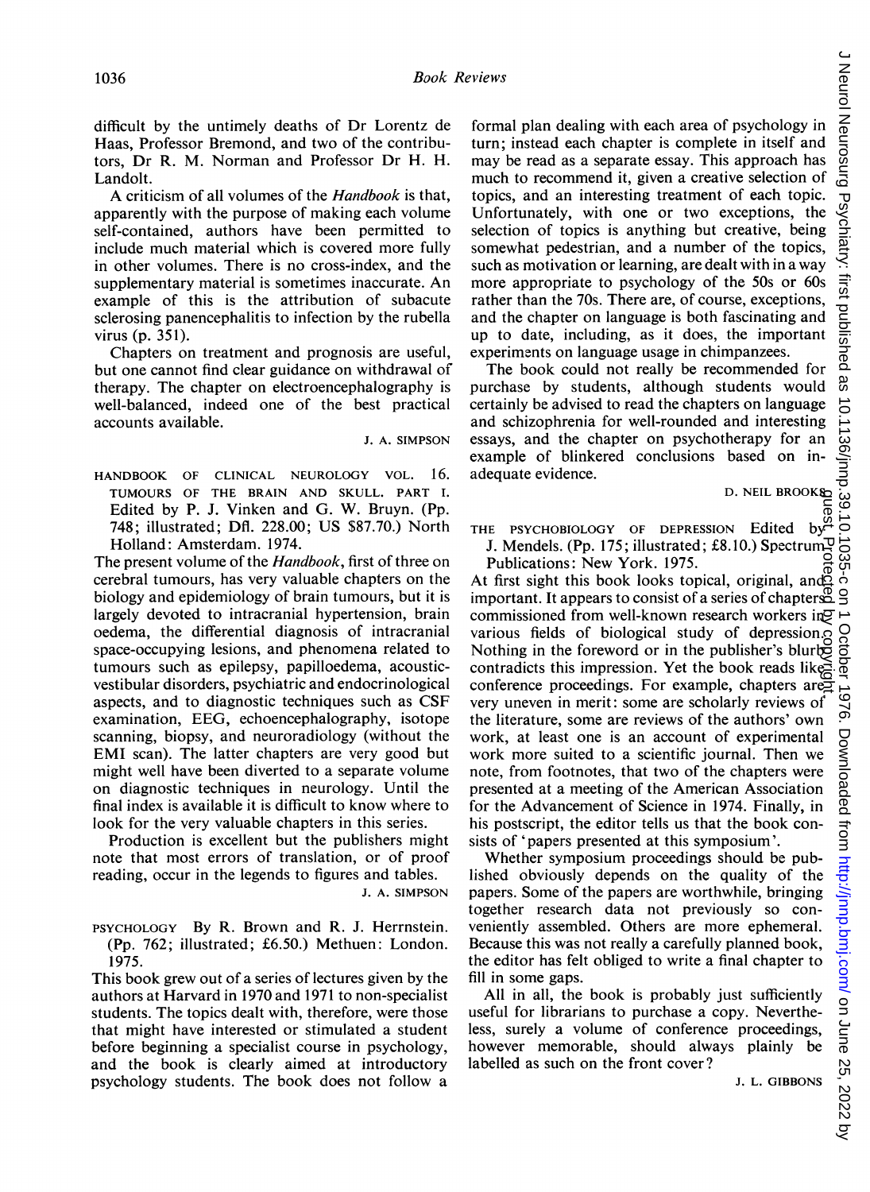difficult by the untimely deaths of Dr Lorentz de Haas, Professor Bremond, and two of the contributors, Dr R. M. Norman and Professor Dr H. H. Landolt.

A criticism of all volumes of the *Handbook* is that, apparently with the purpose of making each volume self-contained, authors have been permitted to include much material which is covered more fully in other volumes. There is no cross-index, and the supplementary material is sometimes inaccurate. An example of this is the attribution of subacute sclerosing panencephalitis to infection by the rubella virus (p. 351).

Chapters on treatment and prognosis are useful, but one cannot find clear guidance on withdrawal of therapy. The chapter on electroencephalography is well-balanced, indeed one of the best practical accounts available.

J. A. SIMPSON

HANDBOOK OF CLINICAL NEUROLOGY VOL. 16. TUMOURS OF THE BRAIN AND SKULL. PART I. Edited by P. J. Vinken and G. W. Bruyn. (Pp. 748; illustrated; Dfl. 228.00; US $87.70.) North Holland: Amsterdam. 1974.

The present volume of the *Handbook*, first of three on cerebral tumours, has very valuable chapters on the biology and epidemiology of brain tumours, but it is largely devoted to intracranial hypertension, brain oedema, the differential diagnosis of intracranial space-occupying lesions, and phenomena related to tumours such as epilepsy, papilloedema, acoustic-vestibular disorders, psychiatric and endocrinological aspects, and to diagnostic techniques such as CSF examination, EEG, echoencephalography, isotope scanning, biopsy, and neuroradiology (without the EMI scan). The latter chapters are very good but might well have been diverted to a separate volume on diagnostic techniques in neurology. Until the final index is available it is difficult to know where to look for the very valuable chapters in this series.

Production is excellent but the publishers might note that most errors of translation, or of proof reading, occur in the legends to figures and tables.

J. A. SIMPSON

PSYCHOLOGY By R. Brown and R. J. Herrnstein. (Pp. 762; illustrated; £6.50.) Methuen: London. 1975.

This book grew out of a series of lectures given by the authors at Harvard in 1970 and 1971 to non-specialist students. The topics dealt with, therefore, were those that might have interested or stimulated a student before beginning a specialist course in psychology, and the book is clearly aimed at introductory psychology students. The book does not follow a formal plan dealing with each area of psychology in turn; instead each chapter is complete in itself and may be read as a separate essay. This approach has much to recommend it, given a creative selection of topics, and an interesting treatment of each topic. Unfortunately, with one or two exceptions, the selection of topics is anything but creative, being somewhat pedestrian, and a number of the topics, such as motivation or learning, are dealt with in a way more appropriate to psychology of the 50s or 60s rather than the 70s. There are, of course, exceptions, and the chapter on language is both fascinating and up to date, including, as it does, the important experiments on language usage in chimpanzees.

The book could not really be recommended for purchase by students, although students would certainly be advised to read the chapters on language and schizophrenia for well-rounded and interesting essays, and the chapter on psychotherapy for an example of blinkered conclusions based on inadequate evidence.

D. NEIL BROOKS

THE PSYCHOBIOLOGY OF DEPRESSION Edited by J. Mendels. (Pp. 175; illustrated; £8.10.) Spectrum Publications: New York. 1975.

At first sight this book looks topical, original, and important. It appears to consist of a series of chapters commissioned from well-known research workers in various fields of biological study of depression. Nothing in the foreword or in the publisher's blurb contradicts this impression. Yet the book reads like conference proceedings. For example, chapters are very uneven in merit: some are scholarly reviews of the literature, some are reviews of the authors' own work, at least one is an account of experimental work more suited to a scientific journal. Then we note, from footnotes, that two of the chapters were presented at a meeting of the American Association for the Advancement of Science in 1974. Finally, in his postscript, the editor tells us that the book consists of 'papers presented at this symposium'.

Whether symposium proceedings should be published obviously depends on the quality of the papers. Some of the papers are worthwhile, bringing together research data not previously so conveniently assembled. Others are more ephemeral. Because this was not really a carefully planned book, the editor has felt obliged to write a final chapter to fill in some gaps.

All in all, the book is probably just sufficiently useful for librarians to purchase a copy. Nevertheless, surely a volume of conference proceedings, however memorable, should always plainly be labelled as such on the front cover?

J. L. GIBBONS